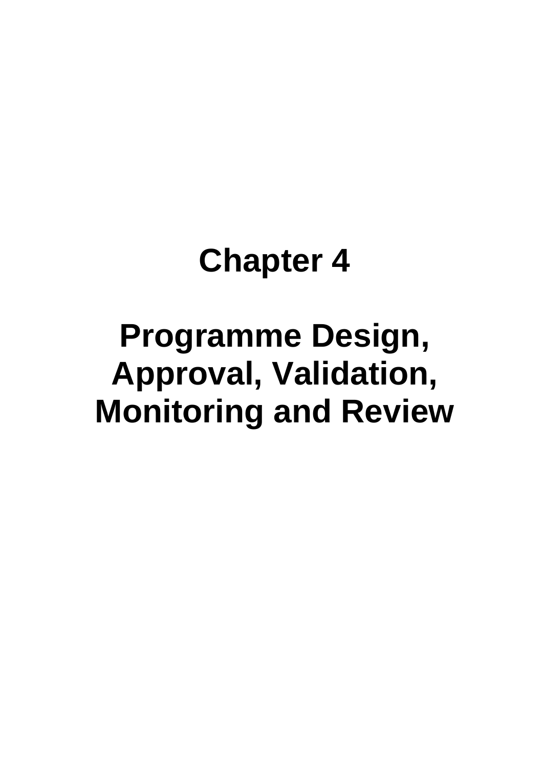# Chapter 4

# Programme Design, Approval, Validation, Monitoring and Review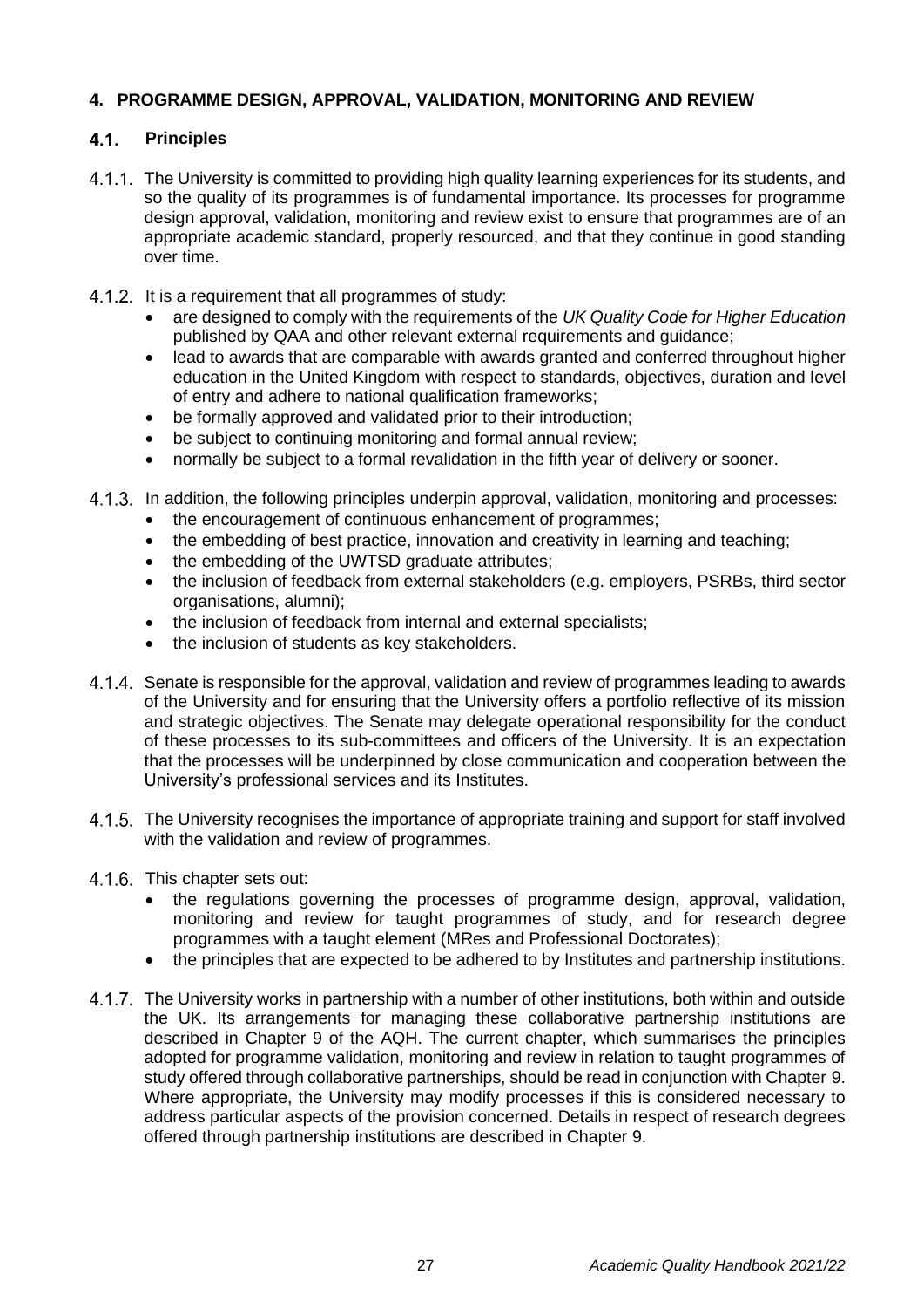## 4. PROGRAMME DESIGN, APPROVAL, VALIDATION, MONITORING AND REVIEW

### 4.1. Principles

4.1.1. The University is committed to providing high quality learning experiences for its students, and so the quality of its programmes is of fundamental importance. Its processes for programme design approval, validation, monitoring and review exist to ensure that programmes are of an appropriate academic standard, properly resourced, and that they continue in good standing over time.

4.1.2. It is a requirement that all programmes of study:

- are designed to comply with the requirements of the *UK Quality Code for Higher Education* published by QAA and other relevant external requirements and guidance;
- lead to awards that are comparable with awards granted and conferred throughout higher education in the United Kingdom with respect to standards, objectives, duration and level of entry and adhere to national qualification frameworks;
- be formally approved and validated prior to their introduction;
- be subject to continuing monitoring and formal annual review;
- normally be subject to a formal revalidation in the fifth year of delivery or sooner.

4.1.3. In addition, the following principles underpin approval, validation, monitoring and processes:

- the encouragement of continuous enhancement of programmes;
- the embedding of best practice, innovation and creativity in learning and teaching;
- the embedding of the UWTSD graduate attributes;
- the inclusion of feedback from external stakeholders (e.g. employers, PSRBs, third sector organisations, alumni);
- the inclusion of feedback from internal and external specialists;
- the inclusion of students as key stakeholders.

4.1.4. Senate is responsible for the approval, validation and review of programmes leading to awards of the University and for ensuring that the University offers a portfolio reflective of its mission and strategic objectives. The Senate may delegate operational responsibility for the conduct of these processes to its sub-committees and officers of the University. It is an expectation that the processes will be underpinned by close communication and cooperation between the University's professional services and its Institutes.

4.1.5. The University recognises the importance of appropriate training and support for staff involved with the validation and review of programmes.

4.1.6. This chapter sets out:

- the regulations governing the processes of programme design, approval, validation, monitoring and review for taught programmes of study, and for research degree programmes with a taught element (MRes and Professional Doctorates);
- the principles that are expected to be adhered to by Institutes and partnership institutions.

4.1.7. The University works in partnership with a number of other institutions, both within and outside the UK. Its arrangements for managing these collaborative partnership institutions are described in Chapter 9 of the AQH. The current chapter, which summarises the principles adopted for programme validation, monitoring and review in relation to taught programmes of study offered through collaborative partnerships, should be read in conjunction with Chapter 9. Where appropriate, the University may modify processes if this is considered necessary to address particular aspects of the provision concerned. Details in respect of research degrees offered through partnership institutions are described in Chapter 9.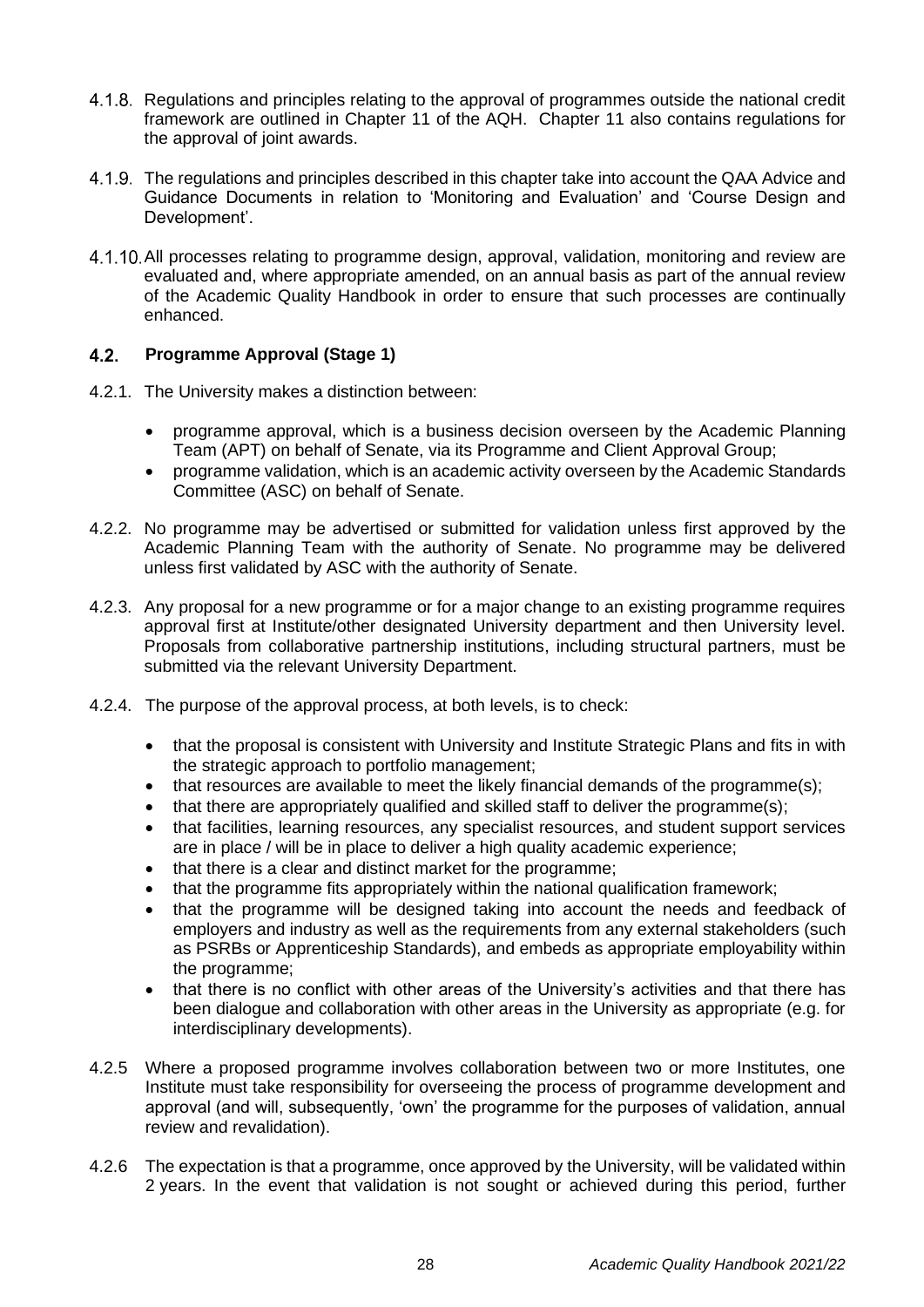4.1.8. Regulations and principles relating to the approval of programmes outside the national credit framework are outlined in Chapter 11 of the AQH. Chapter 11 also contains regulations for the approval of joint awards.

4.1.9. The regulations and principles described in this chapter take into account the QAA Advice and Guidance Documents in relation to 'Monitoring and Evaluation' and 'Course Design and Development'.

4.1.10. All processes relating to programme design, approval, validation, monitoring and review are evaluated and, where appropriate amended, on an annual basis as part of the annual review of the Academic Quality Handbook in order to ensure that such processes are continually enhanced.

## 4.2. Programme Approval (Stage 1)

4.2.1. The University makes a distinction between:

- programme approval, which is a business decision overseen by the Academic Planning Team (APT) on behalf of Senate, via its Programme and Client Approval Group;
- programme validation, which is an academic activity overseen by the Academic Standards Committee (ASC) on behalf of Senate.

4.2.2. No programme may be advertised or submitted for validation unless first approved by the Academic Planning Team with the authority of Senate. No programme may be delivered unless first validated by ASC with the authority of Senate.

4.2.3. Any proposal for a new programme or for a major change to an existing programme requires approval first at Institute/other designated University department and then University level. Proposals from collaborative partnership institutions, including structural partners, must be submitted via the relevant University Department.

4.2.4. The purpose of the approval process, at both levels, is to check:

- that the proposal is consistent with University and Institute Strategic Plans and fits in with the strategic approach to portfolio management;
- that resources are available to meet the likely financial demands of the programme(s);
- that there are appropriately qualified and skilled staff to deliver the programme(s);
- that facilities, learning resources, any specialist resources, and student support services are in place / will be in place to deliver a high quality academic experience;
- that there is a clear and distinct market for the programme;
- that the programme fits appropriately within the national qualification framework;
- that the programme will be designed taking into account the needs and feedback of employers and industry as well as the requirements from any external stakeholders (such as PSRBs or Apprenticeship Standards), and embeds as appropriate employability within the programme;
- that there is no conflict with other areas of the University's activities and that there has been dialogue and collaboration with other areas in the University as appropriate (e.g. for interdisciplinary developments).

4.2.5 Where a proposed programme involves collaboration between two or more Institutes, one Institute must take responsibility for overseeing the process of programme development and approval (and will, subsequently, 'own' the programme for the purposes of validation, annual review and revalidation).

4.2.6 The expectation is that a programme, once approved by the University, will be validated within 2 years. In the event that validation is not sought or achieved during this period, further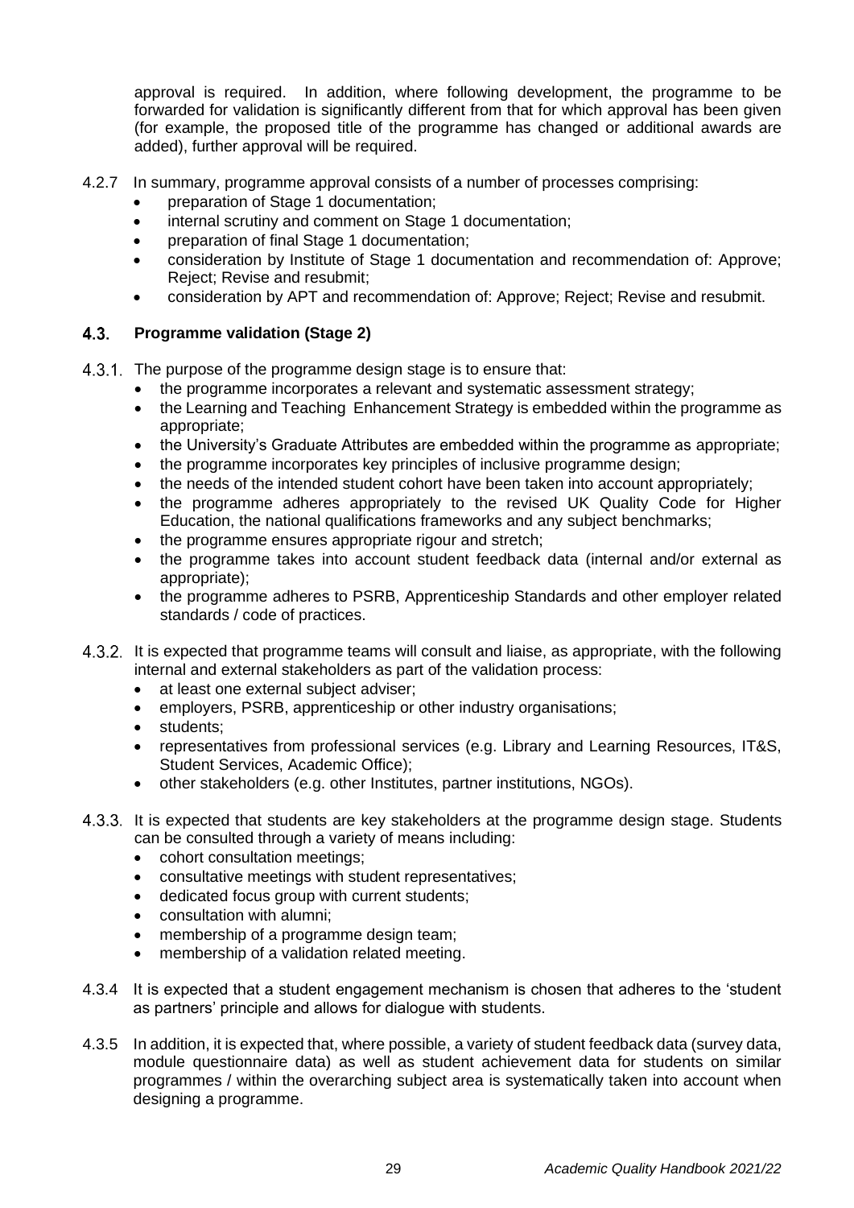approval is required. In addition, where following development, the programme to be forwarded for validation is significantly different from that for which approval has been given (for example, the proposed title of the programme has changed or additional awards are added), further approval will be required.

4.2.7 In summary, programme approval consists of a number of processes comprising:

- preparation of Stage 1 documentation;
- internal scrutiny and comment on Stage 1 documentation;
- preparation of final Stage 1 documentation;
- consideration by Institute of Stage 1 documentation and recommendation of: Approve; Reject; Revise and resubmit;
- consideration by APT and recommendation of: Approve; Reject; Revise and resubmit.

### 4.3. Programme validation (Stage 2)

4.3.1. The purpose of the programme design stage is to ensure that:

- the programme incorporates a relevant and systematic assessment strategy;
- the Learning and Teaching Enhancement Strategy is embedded within the programme as appropriate;
- the University's Graduate Attributes are embedded within the programme as appropriate;
- the programme incorporates key principles of inclusive programme design;
- the needs of the intended student cohort have been taken into account appropriately;
- the programme adheres appropriately to the revised UK Quality Code for Higher Education, the national qualifications frameworks and any subject benchmarks;
- the programme ensures appropriate rigour and stretch;
- the programme takes into account student feedback data (internal and/or external as appropriate);
- the programme adheres to PSRB, Apprenticeship Standards and other employer related standards / code of practices.

4.3.2. It is expected that programme teams will consult and liaise, as appropriate, with the following internal and external stakeholders as part of the validation process:

- at least one external subject adviser;
- employers, PSRB, apprenticeship or other industry organisations;
- students;
- representatives from professional services (e.g. Library and Learning Resources, IT&S, Student Services, Academic Office);
- other stakeholders (e.g. other Institutes, partner institutions, NGOs).

4.3.3. It is expected that students are key stakeholders at the programme design stage. Students can be consulted through a variety of means including:

- cohort consultation meetings;
- consultative meetings with student representatives;
- dedicated focus group with current students;
- consultation with alumni;
- membership of a programme design team;
- membership of a validation related meeting.

4.3.4 It is expected that a student engagement mechanism is chosen that adheres to the 'student as partners' principle and allows for dialogue with students.

4.3.5 In addition, it is expected that, where possible, a variety of student feedback data (survey data, module questionnaire data) as well as student achievement data for students on similar programmes / within the overarching subject area is systematically taken into account when designing a programme.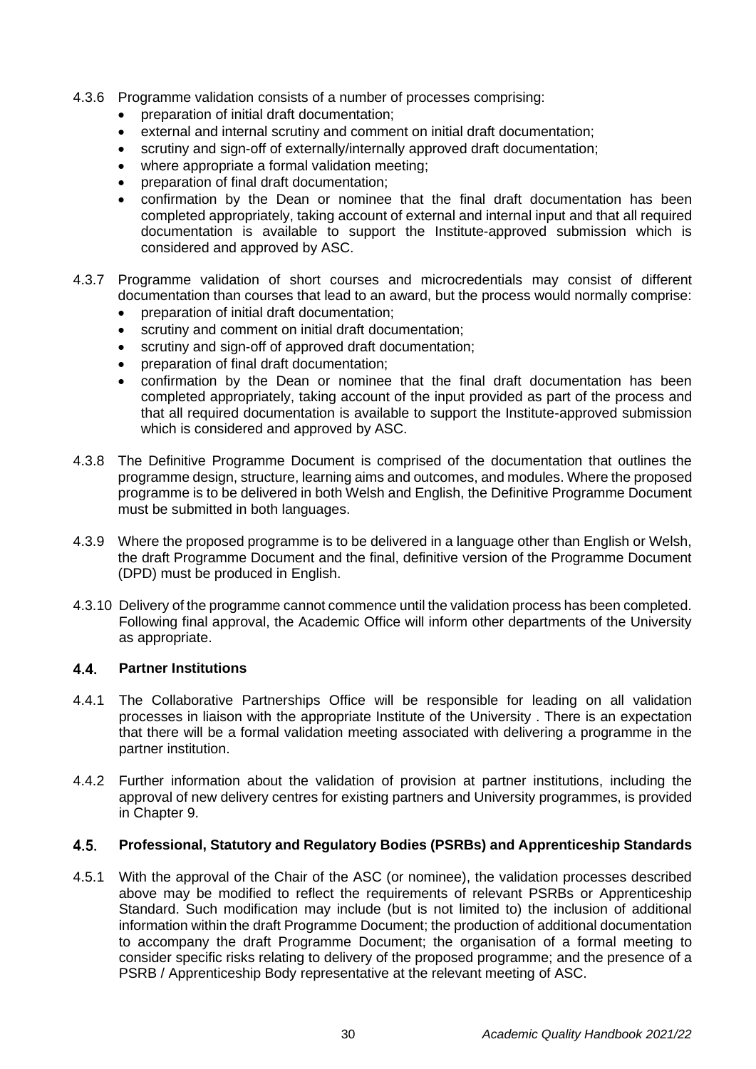4.3.6 Programme validation consists of a number of processes comprising:

- preparation of initial draft documentation;
- external and internal scrutiny and comment on initial draft documentation;
- scrutiny and sign-off of externally/internally approved draft documentation;
- where appropriate a formal validation meeting;
- preparation of final draft documentation;
- confirmation by the Dean or nominee that the final draft documentation has been completed appropriately, taking account of external and internal input and that all required documentation is available to support the Institute-approved submission which is considered and approved by ASC.

4.3.7 Programme validation of short courses and microcredentials may consist of different documentation than courses that lead to an award, but the process would normally comprise:

- preparation of initial draft documentation;
- scrutiny and comment on initial draft documentation;
- scrutiny and sign-off of approved draft documentation;
- preparation of final draft documentation;
- confirmation by the Dean or nominee that the final draft documentation has been completed appropriately, taking account of the input provided as part of the process and that all required documentation is available to support the Institute-approved submission which is considered and approved by ASC.

4.3.8 The Definitive Programme Document is comprised of the documentation that outlines the programme design, structure, learning aims and outcomes, and modules. Where the proposed programme is to be delivered in both Welsh and English, the Definitive Programme Document must be submitted in both languages.

4.3.9 Where the proposed programme is to be delivered in a language other than English or Welsh, the draft Programme Document and the final, definitive version of the Programme Document (DPD) must be produced in English.

4.3.10 Delivery of the programme cannot commence until the validation process has been completed. Following final approval, the Academic Office will inform other departments of the University as appropriate.

## 4.4. Partner Institutions

4.4.1 The Collaborative Partnerships Office will be responsible for leading on all validation processes in liaison with the appropriate Institute of the University . There is an expectation that there will be a formal validation meeting associated with delivering a programme in the partner institution.

4.4.2 Further information about the validation of provision at partner institutions, including the approval of new delivery centres for existing partners and University programmes, is provided in Chapter 9.

## 4.5. Professional, Statutory and Regulatory Bodies (PSRBs) and Apprenticeship Standards

4.5.1 With the approval of the Chair of the ASC (or nominee), the validation processes described above may be modified to reflect the requirements of relevant PSRBs or Apprenticeship Standard. Such modification may include (but is not limited to) the inclusion of additional information within the draft Programme Document; the production of additional documentation to accompany the draft Programme Document; the organisation of a formal meeting to consider specific risks relating to delivery of the proposed programme; and the presence of a PSRB / Apprenticeship Body representative at the relevant meeting of ASC.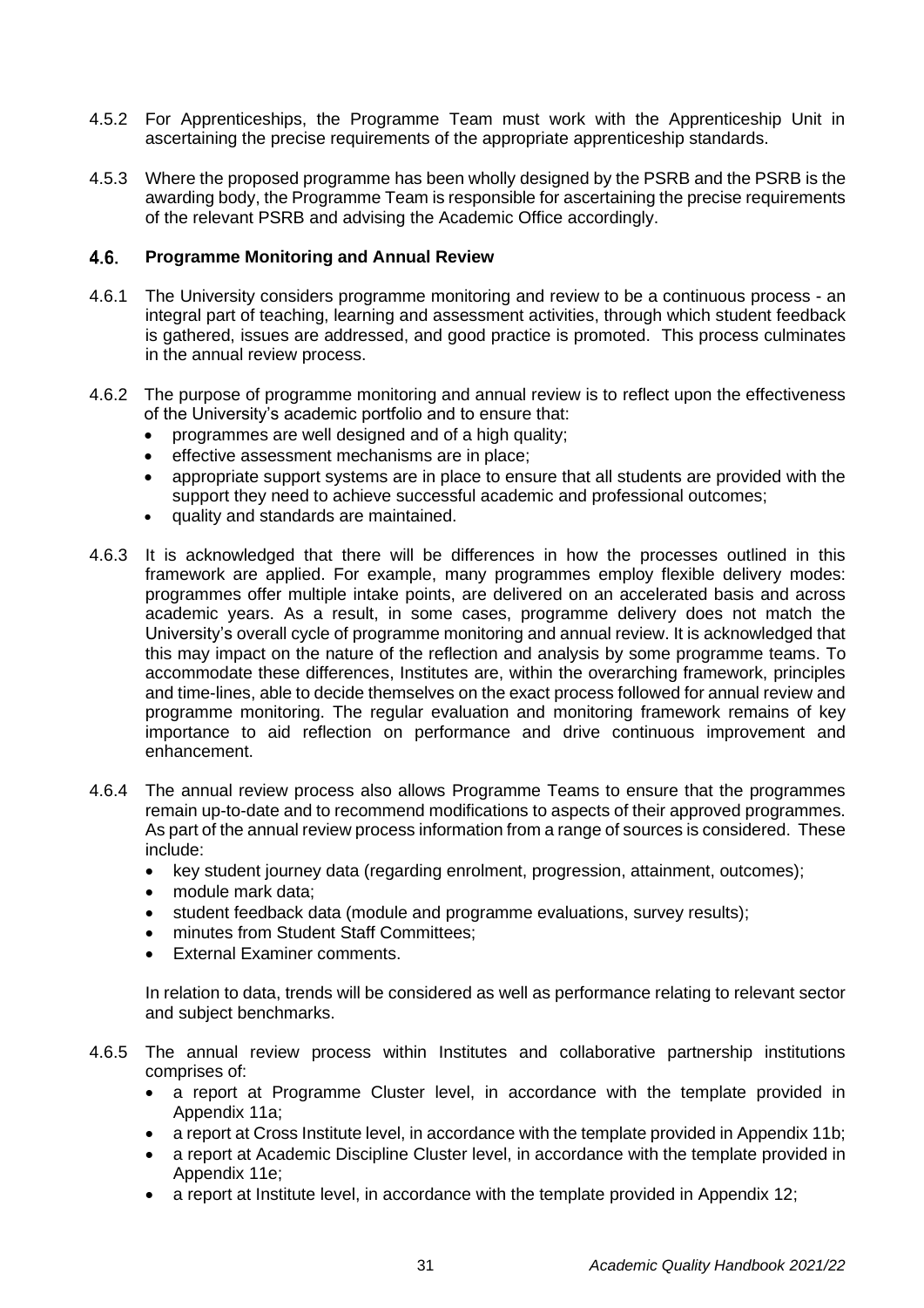4.5.2 For Apprenticeships, the Programme Team must work with the Apprenticeship Unit in ascertaining the precise requirements of the appropriate apprenticeship standards.

4.5.3 Where the proposed programme has been wholly designed by the PSRB and the PSRB is the awarding body, the Programme Team is responsible for ascertaining the precise requirements of the relevant PSRB and advising the Academic Office accordingly.

### 4.6. Programme Monitoring and Annual Review

4.6.1 The University considers programme monitoring and review to be a continuous process - an integral part of teaching, learning and assessment activities, through which student feedback is gathered, issues are addressed, and good practice is promoted. This process culminates in the annual review process.

4.6.2 The purpose of programme monitoring and annual review is to reflect upon the effectiveness of the University's academic portfolio and to ensure that:

- programmes are well designed and of a high quality;
- effective assessment mechanisms are in place;
- appropriate support systems are in place to ensure that all students are provided with the support they need to achieve successful academic and professional outcomes;
- quality and standards are maintained.

4.6.3 It is acknowledged that there will be differences in how the processes outlined in this framework are applied. For example, many programmes employ flexible delivery modes: programmes offer multiple intake points, are delivered on an accelerated basis and across academic years. As a result, in some cases, programme delivery does not match the University's overall cycle of programme monitoring and annual review. It is acknowledged that this may impact on the nature of the reflection and analysis by some programme teams. To accommodate these differences, Institutes are, within the overarching framework, principles and time-lines, able to decide themselves on the exact process followed for annual review and programme monitoring. The regular evaluation and monitoring framework remains of key importance to aid reflection on performance and drive continuous improvement and enhancement.

4.6.4 The annual review process also allows Programme Teams to ensure that the programmes remain up-to-date and to recommend modifications to aspects of their approved programmes. As part of the annual review process information from a range of sources is considered. These include:

- key student journey data (regarding enrolment, progression, attainment, outcomes);
- module mark data;
- student feedback data (module and programme evaluations, survey results);
- minutes from Student Staff Committees;
- External Examiner comments.

In relation to data, trends will be considered as well as performance relating to relevant sector and subject benchmarks.

4.6.5 The annual review process within Institutes and collaborative partnership institutions comprises of:

- a report at Programme Cluster level, in accordance with the template provided in Appendix 11a;
- a report at Cross Institute level, in accordance with the template provided in Appendix 11b;
- a report at Academic Discipline Cluster level, in accordance with the template provided in Appendix 11e;
- a report at Institute level, in accordance with the template provided in Appendix 12;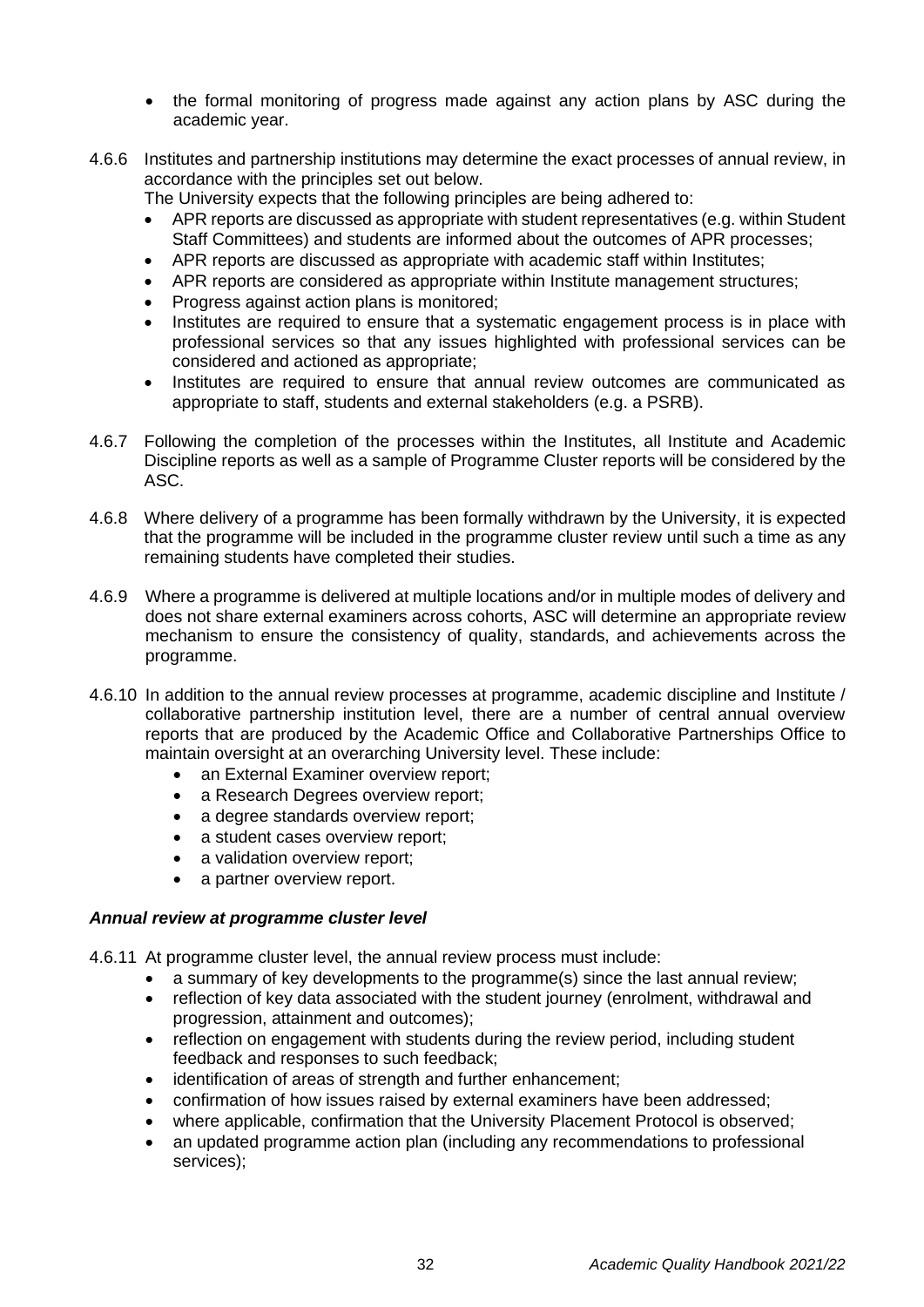- the formal monitoring of progress made against any action plans by ASC during the academic year.

4.6.6 Institutes and partnership institutions may determine the exact processes of annual review, in accordance with the principles set out below.
The University expects that the following principles are being adhered to:

- APR reports are discussed as appropriate with student representatives (e.g. within Student Staff Committees) and students are informed about the outcomes of APR processes;
- APR reports are discussed as appropriate with academic staff within Institutes;
- APR reports are considered as appropriate within Institute management structures;
- Progress against action plans is monitored;
- Institutes are required to ensure that a systematic engagement process is in place with professional services so that any issues highlighted with professional services can be considered and actioned as appropriate;
- Institutes are required to ensure that annual review outcomes are communicated as appropriate to staff, students and external stakeholders (e.g. a PSRB).

4.6.7 Following the completion of the processes within the Institutes, all Institute and Academic Discipline reports as well as a sample of Programme Cluster reports will be considered by the ASC.

4.6.8 Where delivery of a programme has been formally withdrawn by the University, it is expected that the programme will be included in the programme cluster review until such a time as any remaining students have completed their studies.

4.6.9 Where a programme is delivered at multiple locations and/or in multiple modes of delivery and does not share external examiners across cohorts, ASC will determine an appropriate review mechanism to ensure the consistency of quality, standards, and achievements across the programme.

4.6.10 In addition to the annual review processes at programme, academic discipline and Institute / collaborative partnership institution level, there are a number of central annual overview reports that are produced by the Academic Office and Collaborative Partnerships Office to maintain oversight at an overarching University level. These include:

- an External Examiner overview report;
- a Research Degrees overview report;
- a degree standards overview report;
- a student cases overview report;
- a validation overview report;
- a partner overview report.

***Annual review at programme cluster level***

4.6.11 At programme cluster level, the annual review process must include:

- a summary of key developments to the programme(s) since the last annual review;
- reflection of key data associated with the student journey (enrolment, withdrawal and progression, attainment and outcomes);
- reflection on engagement with students during the review period, including student feedback and responses to such feedback;
- identification of areas of strength and further enhancement;
- confirmation of how issues raised by external examiners have been addressed;
- where applicable, confirmation that the University Placement Protocol is observed;
- an updated programme action plan (including any recommendations to professional services);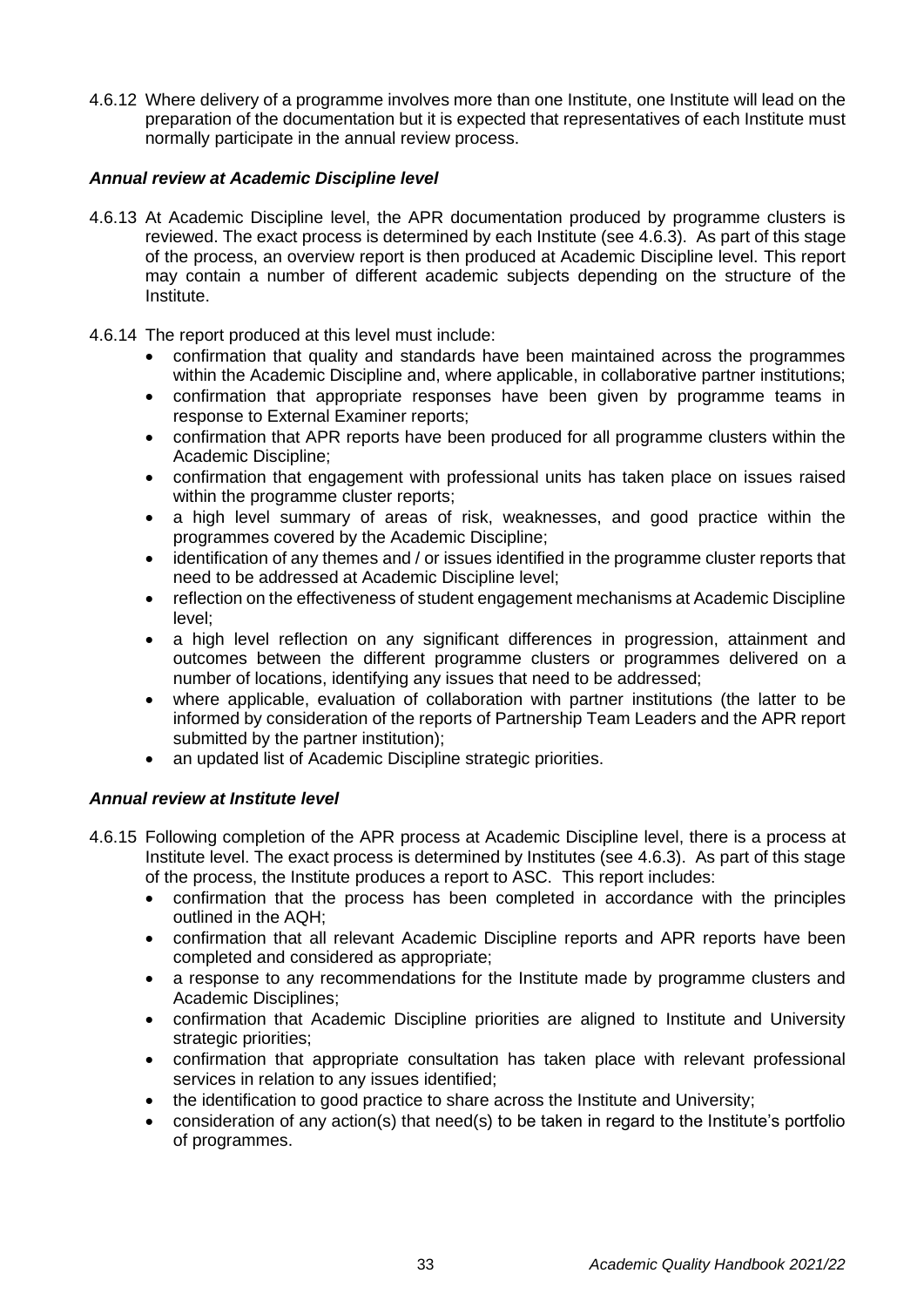4.6.12 Where delivery of a programme involves more than one Institute, one Institute will lead on the preparation of the documentation but it is expected that representatives of each Institute must normally participate in the annual review process.

### *Annual review at Academic Discipline level*

4.6.13 At Academic Discipline level, the APR documentation produced by programme clusters is reviewed. The exact process is determined by each Institute (see 4.6.3). As part of this stage of the process, an overview report is then produced at Academic Discipline level. This report may contain a number of different academic subjects depending on the structure of the Institute.

4.6.14 The report produced at this level must include:

- confirmation that quality and standards have been maintained across the programmes within the Academic Discipline and, where applicable, in collaborative partner institutions;
- confirmation that appropriate responses have been given by programme teams in response to External Examiner reports;
- confirmation that APR reports have been produced for all programme clusters within the Academic Discipline;
- confirmation that engagement with professional units has taken place on issues raised within the programme cluster reports;
- a high level summary of areas of risk, weaknesses, and good practice within the programmes covered by the Academic Discipline;
- identification of any themes and / or issues identified in the programme cluster reports that need to be addressed at Academic Discipline level;
- reflection on the effectiveness of student engagement mechanisms at Academic Discipline level;
- a high level reflection on any significant differences in progression, attainment and outcomes between the different programme clusters or programmes delivered on a number of locations, identifying any issues that need to be addressed;
- where applicable, evaluation of collaboration with partner institutions (the latter to be informed by consideration of the reports of Partnership Team Leaders and the APR report submitted by the partner institution);
- an updated list of Academic Discipline strategic priorities.

### *Annual review at Institute level*

4.6.15 Following completion of the APR process at Academic Discipline level, there is a process at Institute level. The exact process is determined by Institutes (see 4.6.3). As part of this stage of the process, the Institute produces a report to ASC. This report includes:

- confirmation that the process has been completed in accordance with the principles outlined in the AQH;
- confirmation that all relevant Academic Discipline reports and APR reports have been completed and considered as appropriate;
- a response to any recommendations for the Institute made by programme clusters and Academic Disciplines;
- confirmation that Academic Discipline priorities are aligned to Institute and University strategic priorities;
- confirmation that appropriate consultation has taken place with relevant professional services in relation to any issues identified;
- the identification to good practice to share across the Institute and University;
- consideration of any action(s) that need(s) to be taken in regard to the Institute's portfolio of programmes.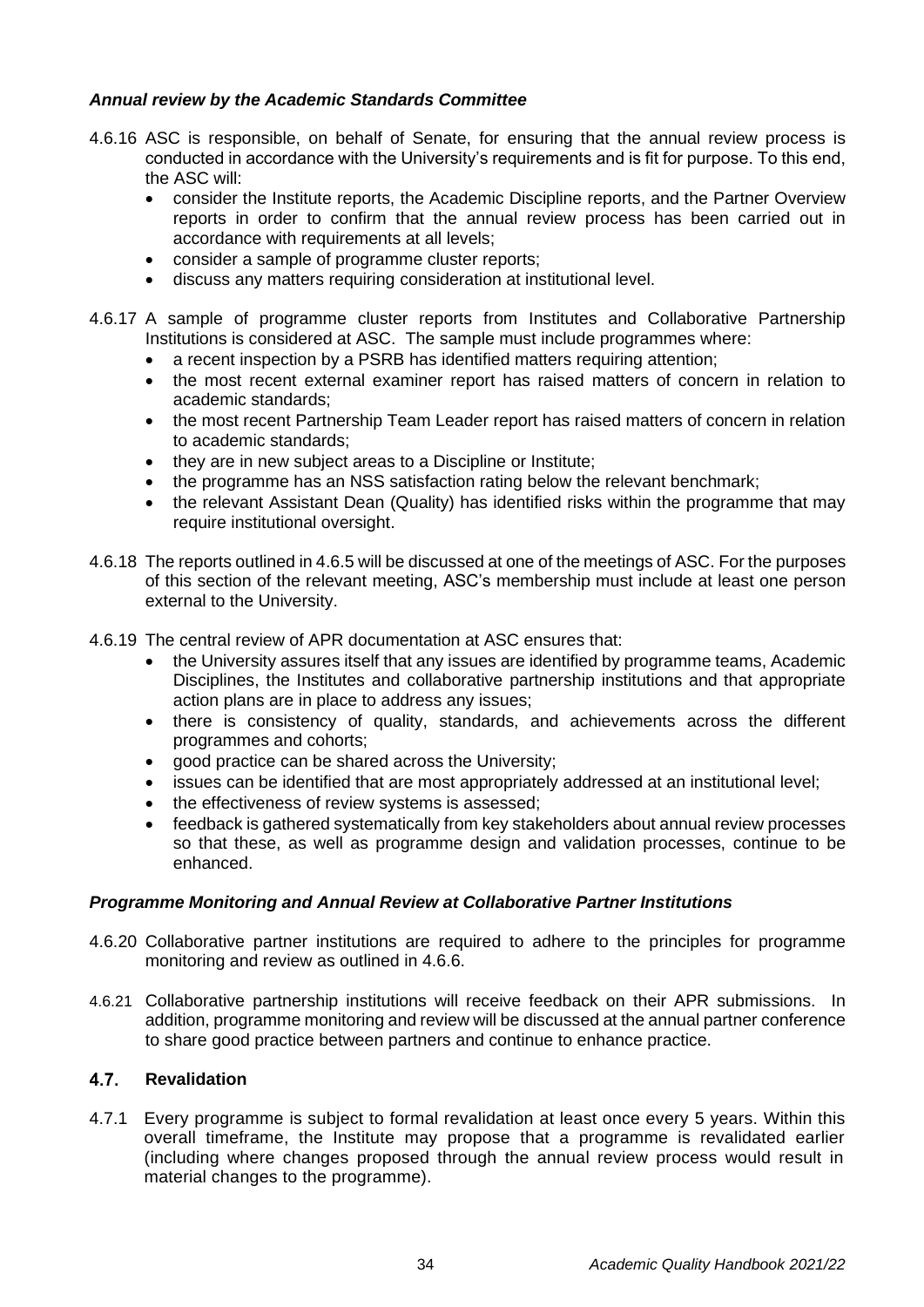### *Annual review by the Academic Standards Committee*

4.6.16 ASC is responsible, on behalf of Senate, for ensuring that the annual review process is conducted in accordance with the University's requirements and is fit for purpose. To this end, the ASC will:

- consider the Institute reports, the Academic Discipline reports, and the Partner Overview reports in order to confirm that the annual review process has been carried out in accordance with requirements at all levels;
- consider a sample of programme cluster reports;
- discuss any matters requiring consideration at institutional level.

4.6.17 A sample of programme cluster reports from Institutes and Collaborative Partnership Institutions is considered at ASC. The sample must include programmes where:

- a recent inspection by a PSRB has identified matters requiring attention;
- the most recent external examiner report has raised matters of concern in relation to academic standards;
- the most recent Partnership Team Leader report has raised matters of concern in relation to academic standards;
- they are in new subject areas to a Discipline or Institute;
- the programme has an NSS satisfaction rating below the relevant benchmark;
- the relevant Assistant Dean (Quality) has identified risks within the programme that may require institutional oversight.

4.6.18 The reports outlined in 4.6.5 will be discussed at one of the meetings of ASC. For the purposes of this section of the relevant meeting, ASC's membership must include at least one person external to the University.

4.6.19 The central review of APR documentation at ASC ensures that:

- the University assures itself that any issues are identified by programme teams, Academic Disciplines, the Institutes and collaborative partnership institutions and that appropriate action plans are in place to address any issues;
- there is consistency of quality, standards, and achievements across the different programmes and cohorts;
- good practice can be shared across the University;
- issues can be identified that are most appropriately addressed at an institutional level;
- the effectiveness of review systems is assessed;
- feedback is gathered systematically from key stakeholders about annual review processes so that these, as well as programme design and validation processes, continue to be enhanced.

### *Programme Monitoring and Annual Review at Collaborative Partner Institutions*

4.6.20 Collaborative partner institutions are required to adhere to the principles for programme monitoring and review as outlined in 4.6.6.

4.6.21 Collaborative partnership institutions will receive feedback on their APR submissions. In addition, programme monitoring and review will be discussed at the annual partner conference to share good practice between partners and continue to enhance practice.

## 4.7. Revalidation

4.7.1 Every programme is subject to formal revalidation at least once every 5 years. Within this overall timeframe, the Institute may propose that a programme is revalidated earlier (including where changes proposed through the annual review process would result in material changes to the programme).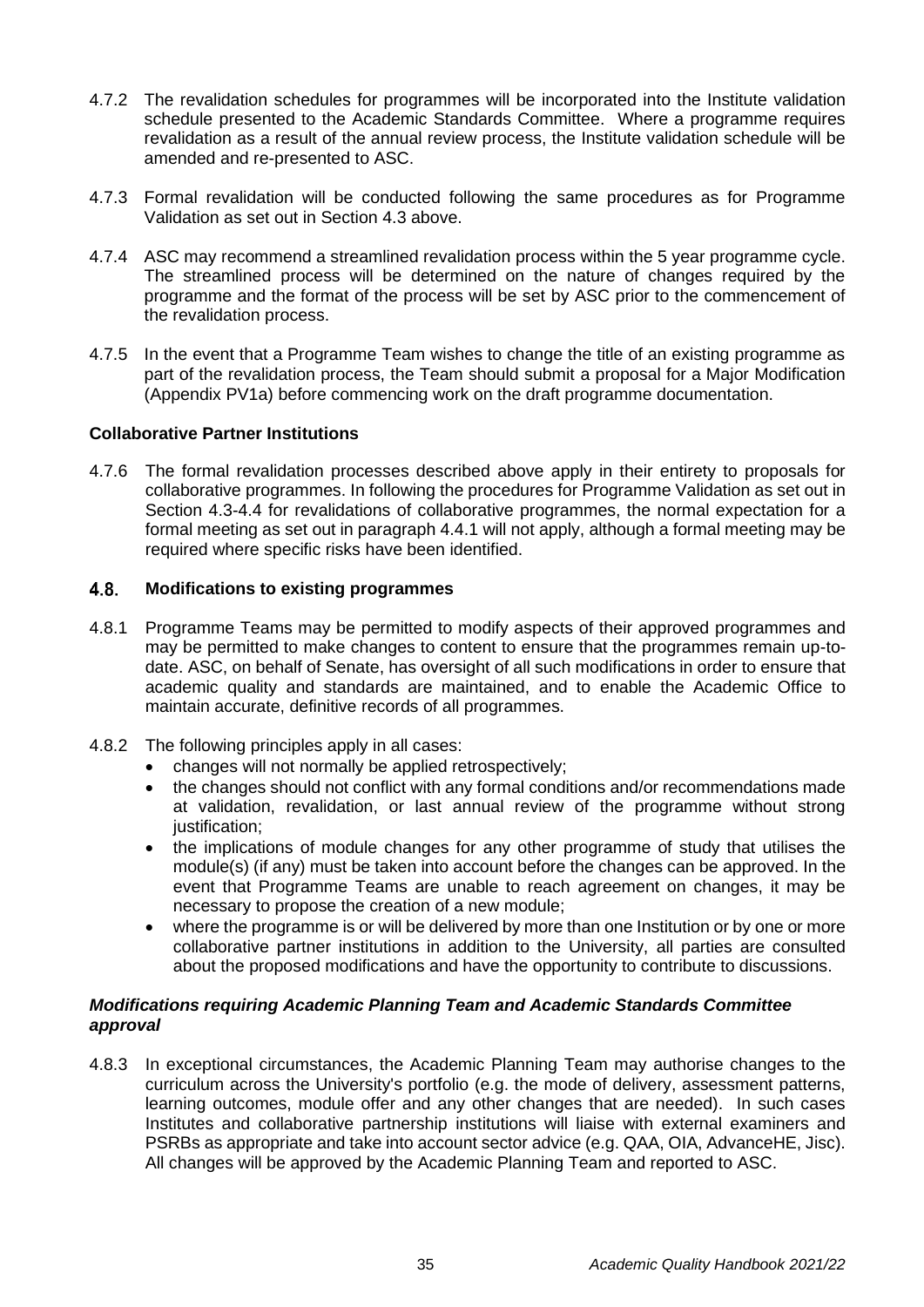4.7.2 The revalidation schedules for programmes will be incorporated into the Institute validation schedule presented to the Academic Standards Committee. Where a programme requires revalidation as a result of the annual review process, the Institute validation schedule will be amended and re-presented to ASC.

4.7.3 Formal revalidation will be conducted following the same procedures as for Programme Validation as set out in Section 4.3 above.

4.7.4 ASC may recommend a streamlined revalidation process within the 5 year programme cycle. The streamlined process will be determined on the nature of changes required by the programme and the format of the process will be set by ASC prior to the commencement of the revalidation process.

4.7.5 In the event that a Programme Team wishes to change the title of an existing programme as part of the revalidation process, the Team should submit a proposal for a Major Modification (Appendix PV1a) before commencing work on the draft programme documentation.

**Collaborative Partner Institutions**

4.7.6 The formal revalidation processes described above apply in their entirety to proposals for collaborative programmes. In following the procedures for Programme Validation as set out in Section 4.3-4.4 for revalidations of collaborative programmes, the normal expectation for a formal meeting as set out in paragraph 4.4.1 will not apply, although a formal meeting may be required where specific risks have been identified.

### 4.8. Modifications to existing programmes

4.8.1 Programme Teams may be permitted to modify aspects of their approved programmes and may be permitted to make changes to content to ensure that the programmes remain up-to-date. ASC, on behalf of Senate, has oversight of all such modifications in order to ensure that academic quality and standards are maintained, and to enable the Academic Office to maintain accurate, definitive records of all programmes.

4.8.2 The following principles apply in all cases:

- changes will not normally be applied retrospectively;
- the changes should not conflict with any formal conditions and/or recommendations made at validation, revalidation, or last annual review of the programme without strong justification;
- the implications of module changes for any other programme of study that utilises the module(s) (if any) must be taken into account before the changes can be approved. In the event that Programme Teams are unable to reach agreement on changes, it may be necessary to propose the creation of a new module;
- where the programme is or will be delivered by more than one Institution or by one or more collaborative partner institutions in addition to the University, all parties are consulted about the proposed modifications and have the opportunity to contribute to discussions.

***Modifications requiring Academic Planning Team and Academic Standards Committee approval***

4.8.3 In exceptional circumstances, the Academic Planning Team may authorise changes to the curriculum across the University's portfolio (e.g. the mode of delivery, assessment patterns, learning outcomes, module offer and any other changes that are needed). In such cases Institutes and collaborative partnership institutions will liaise with external examiners and PSRBs as appropriate and take into account sector advice (e.g. QAA, OIA, AdvanceHE, Jisc). All changes will be approved by the Academic Planning Team and reported to ASC.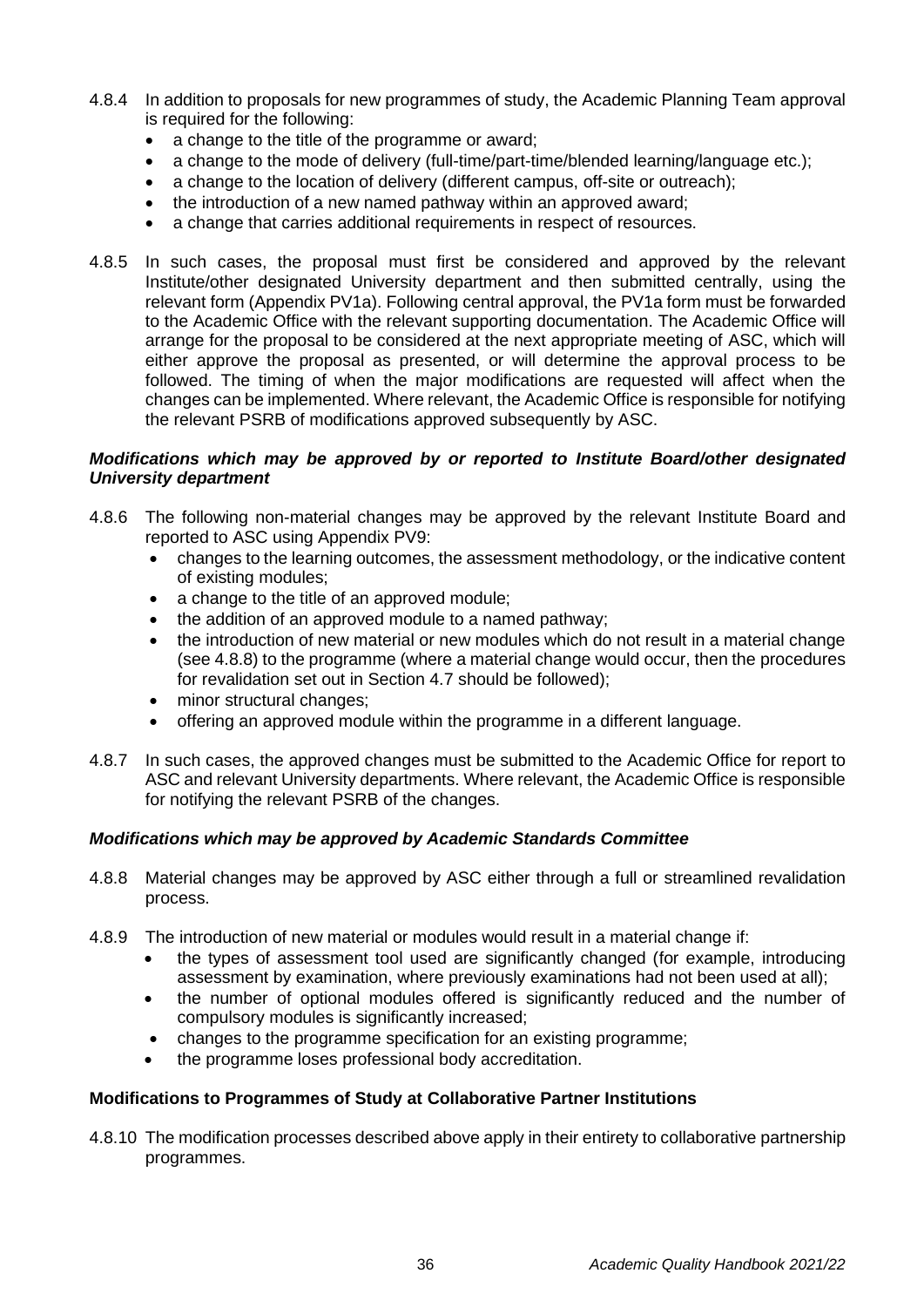4.8.4 In addition to proposals for new programmes of study, the Academic Planning Team approval is required for the following:

- a change to the title of the programme or award;
- a change to the mode of delivery (full-time/part-time/blended learning/language etc.);
- a change to the location of delivery (different campus, off-site or outreach);
- the introduction of a new named pathway within an approved award;
- a change that carries additional requirements in respect of resources.

4.8.5 In such cases, the proposal must first be considered and approved by the relevant Institute/other designated University department and then submitted centrally, using the relevant form (Appendix PV1a). Following central approval, the PV1a form must be forwarded to the Academic Office with the relevant supporting documentation. The Academic Office will arrange for the proposal to be considered at the next appropriate meeting of ASC, which will either approve the proposal as presented, or will determine the approval process to be followed. The timing of when the major modifications are requested will affect when the changes can be implemented. Where relevant, the Academic Office is responsible for notifying the relevant PSRB of modifications approved subsequently by ASC.

***Modifications which may be approved by or reported to Institute Board/other designated University department***

4.8.6 The following non-material changes may be approved by the relevant Institute Board and reported to ASC using Appendix PV9:

- changes to the learning outcomes, the assessment methodology, or the indicative content of existing modules;
- a change to the title of an approved module;
- the addition of an approved module to a named pathway;
- the introduction of new material or new modules which do not result in a material change (see 4.8.8) to the programme (where a material change would occur, then the procedures for revalidation set out in Section 4.7 should be followed);
- minor structural changes;
- offering an approved module within the programme in a different language.

4.8.7 In such cases, the approved changes must be submitted to the Academic Office for report to ASC and relevant University departments. Where relevant, the Academic Office is responsible for notifying the relevant PSRB of the changes.

***Modifications which may be approved by Academic Standards Committee***

4.8.8 Material changes may be approved by ASC either through a full or streamlined revalidation process.

4.8.9 The introduction of new material or modules would result in a material change if:

- the types of assessment tool used are significantly changed (for example, introducing assessment by examination, where previously examinations had not been used at all);
- the number of optional modules offered is significantly reduced and the number of compulsory modules is significantly increased;
- changes to the programme specification for an existing programme;
- the programme loses professional body accreditation.

**Modifications to Programmes of Study at Collaborative Partner Institutions**

4.8.10 The modification processes described above apply in their entirety to collaborative partnership programmes.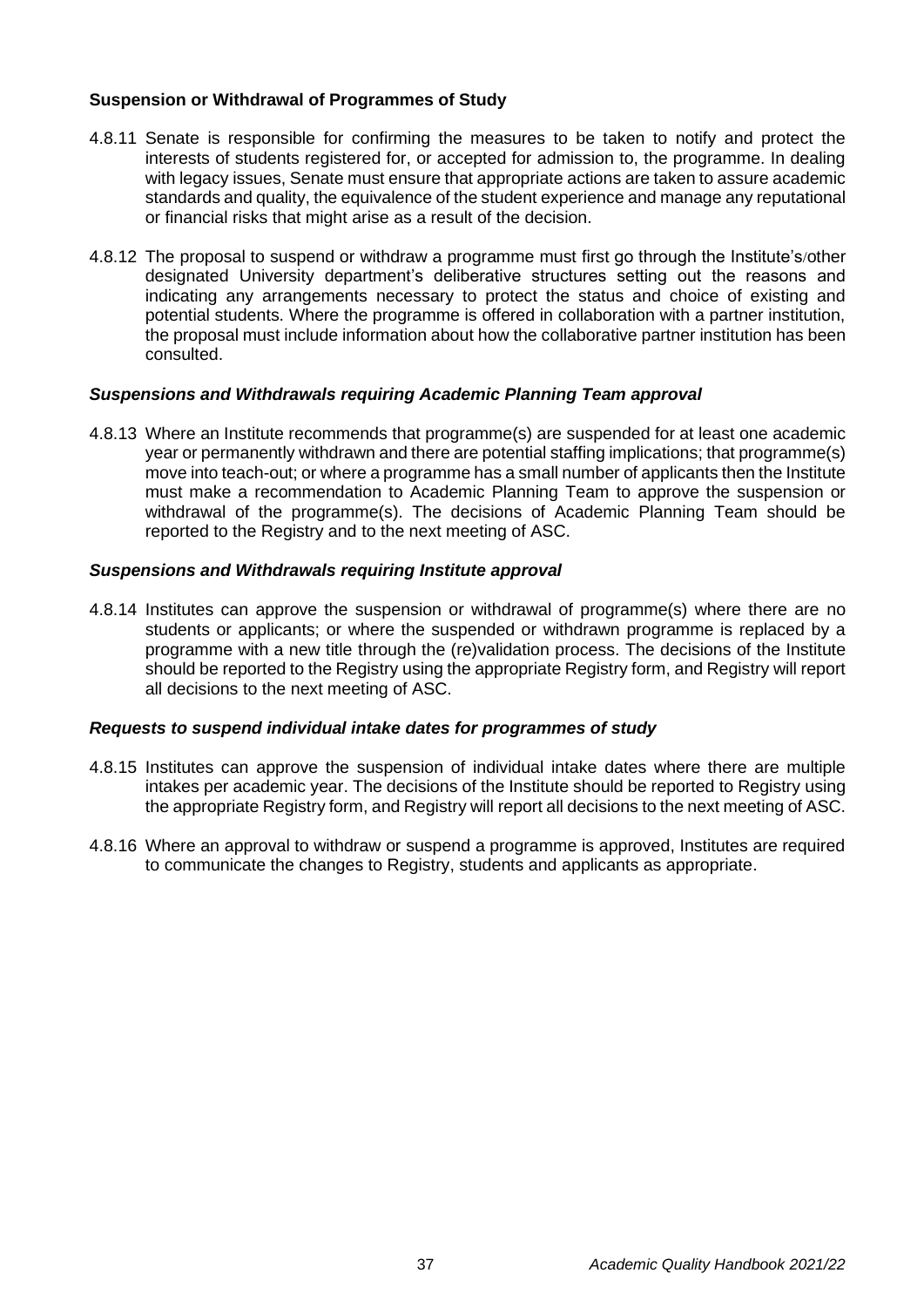### Suspension or Withdrawal of Programmes of Study

4.8.11 Senate is responsible for confirming the measures to be taken to notify and protect the interests of students registered for, or accepted for admission to, the programme. In dealing with legacy issues, Senate must ensure that appropriate actions are taken to assure academic standards and quality, the equivalence of the student experience and manage any reputational or financial risks that might arise as a result of the decision.

4.8.12 The proposal to suspend or withdraw a programme must first go through the Institute's/other designated University department's deliberative structures setting out the reasons and indicating any arrangements necessary to protect the status and choice of existing and potential students. Where the programme is offered in collaboration with a partner institution, the proposal must include information about how the collaborative partner institution has been consulted.

#### *Suspensions and Withdrawals requiring Academic Planning Team approval*

4.8.13 Where an Institute recommends that programme(s) are suspended for at least one academic year or permanently withdrawn and there are potential staffing implications; that programme(s) move into teach-out; or where a programme has a small number of applicants then the Institute must make a recommendation to Academic Planning Team to approve the suspension or withdrawal of the programme(s). The decisions of Academic Planning Team should be reported to the Registry and to the next meeting of ASC.

#### *Suspensions and Withdrawals requiring Institute approval*

4.8.14 Institutes can approve the suspension or withdrawal of programme(s) where there are no students or applicants; or where the suspended or withdrawn programme is replaced by a programme with a new title through the (re)validation process. The decisions of the Institute should be reported to the Registry using the appropriate Registry form, and Registry will report all decisions to the next meeting of ASC.

#### *Requests to suspend individual intake dates for programmes of study*

4.8.15 Institutes can approve the suspension of individual intake dates where there are multiple intakes per academic year. The decisions of the Institute should be reported to Registry using the appropriate Registry form, and Registry will report all decisions to the next meeting of ASC.

4.8.16 Where an approval to withdraw or suspend a programme is approved, Institutes are required to communicate the changes to Registry, students and applicants as appropriate.